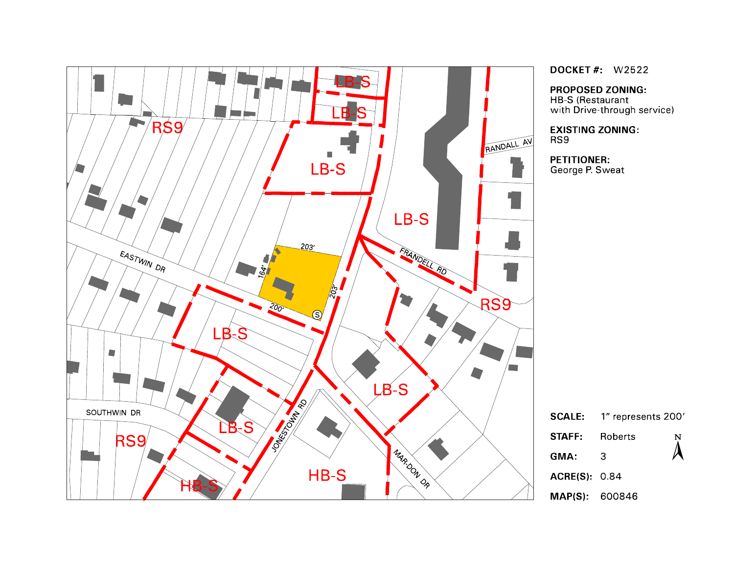**DOCKET #:** W2522

**PROPOSED ZONING:**
HB-S (Restaurant with Drive-through service)

**EXISTING ZONING:**
RS9

**PETITIONER:**
George P. Sweat

**SCALE:** 1" represents 200'

**STAFF:** Roberts

**GMA:** 3

**ACRE(S):** 0.84

**MAP(S):** 600846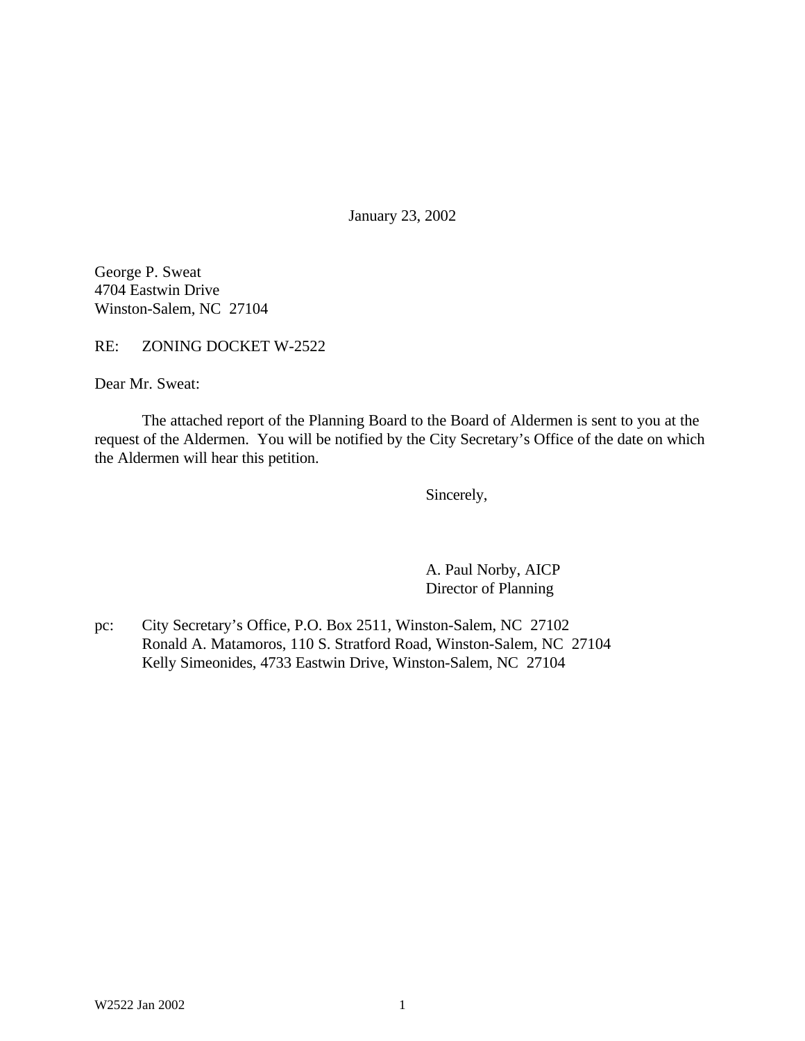January 23, 2002

George P. Sweat
4704 Eastwin Drive
Winston-Salem, NC 27104

RE: ZONING DOCKET W-2522

Dear Mr. Sweat:

The attached report of the Planning Board to the Board of Aldermen is sent to you at the request of the Aldermen. You will be notified by the City Secretary's Office of the date on which the Aldermen will hear this petition.

Sincerely,

A. Paul Norby, AICP
Director of Planning

pc: City Secretary's Office, P.O. Box 2511, Winston-Salem, NC 27102
Ronald A. Matamoros, 110 S. Stratford Road, Winston-Salem, NC 27104
Kelly Simeonides, 4733 Eastwin Drive, Winston-Salem, NC 27104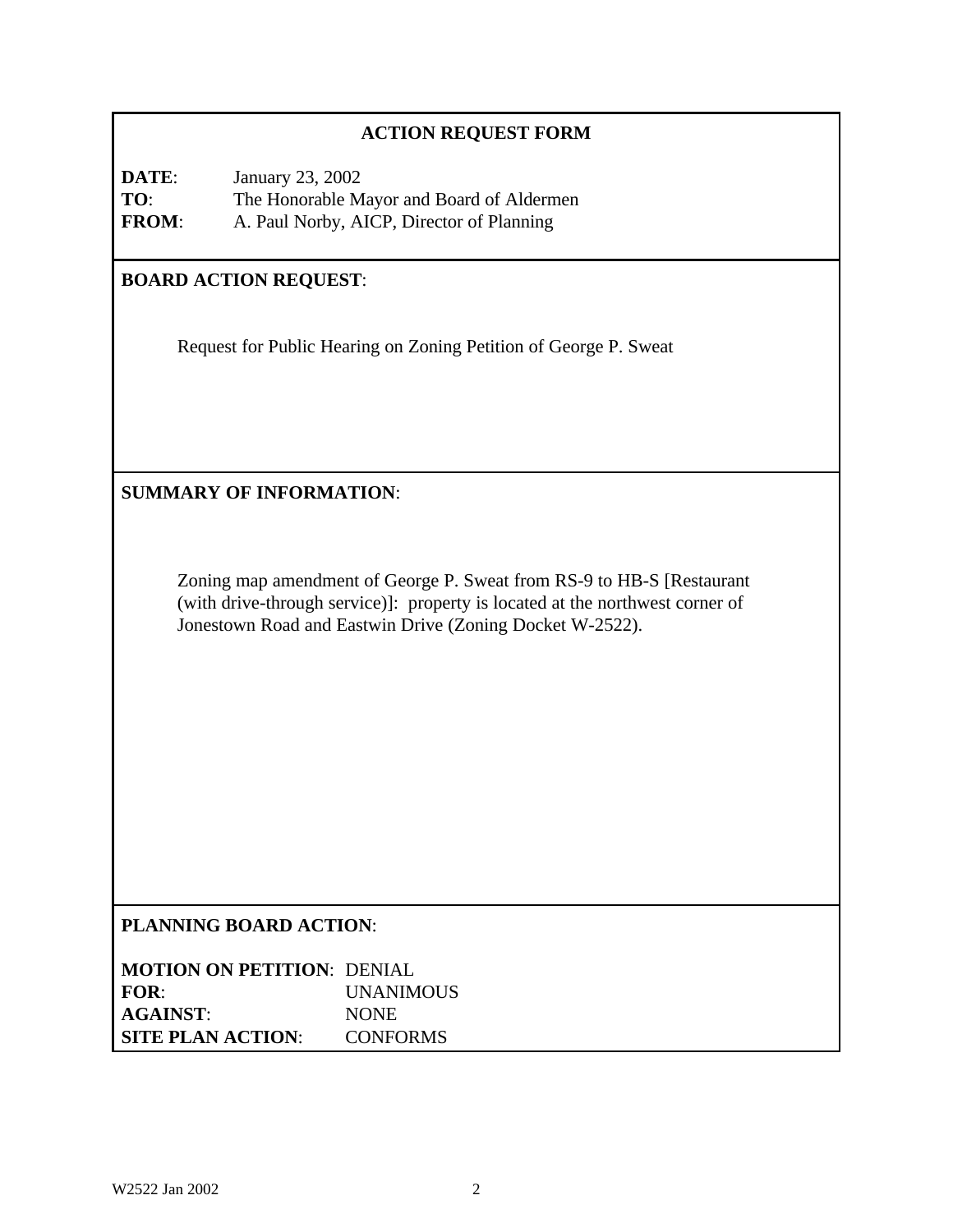## ACTION REQUEST FORM

**DATE**: January 23, 2002
**TO**: The Honorable Mayor and Board of Aldermen
**FROM**: A. Paul Norby, AICP, Director of Planning

**BOARD ACTION REQUEST**:

Request for Public Hearing on Zoning Petition of George P. Sweat

**SUMMARY OF INFORMATION**:

Zoning map amendment of George P. Sweat from RS-9 to HB-S [Restaurant (with drive-through service)]: property is located at the northwest corner of Jonestown Road and Eastwin Drive (Zoning Docket W-2522).

**PLANNING BOARD ACTION**:

**MOTION ON PETITION**: DENIAL
**FOR**: UNANIMOUS
**AGAINST**: NONE
**SITE PLAN ACTION**: CONFORMS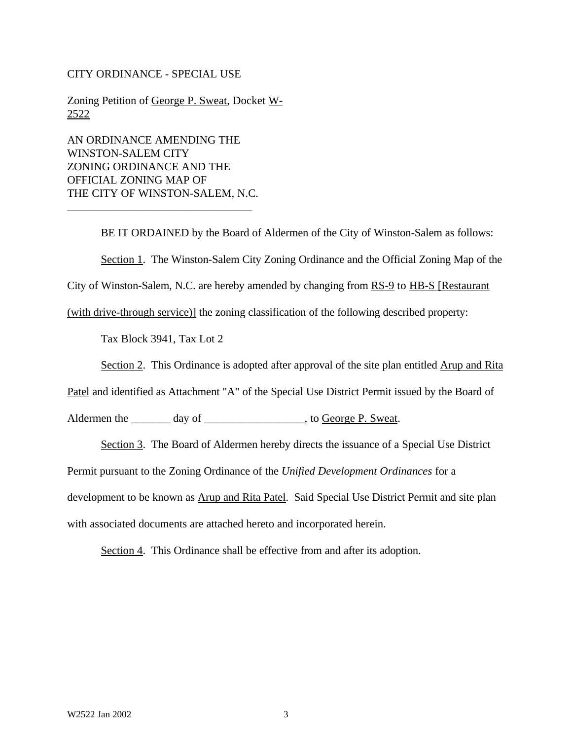CITY ORDINANCE - SPECIAL USE

Zoning Petition of George P. Sweat, Docket W-2522

AN ORDINANCE AMENDING THE WINSTON-SALEM CITY ZONING ORDINANCE AND THE OFFICIAL ZONING MAP OF THE CITY OF WINSTON-SALEM, N.C.

---

BE IT ORDAINED by the Board of Aldermen of the City of Winston-Salem as follows:

Section 1. The Winston-Salem City Zoning Ordinance and the Official Zoning Map of the City of Winston-Salem, N.C. are hereby amended by changing from RS-9 to HB-S [Restaurant (with drive-through service)] the zoning classification of the following described property:

Tax Block 3941, Tax Lot 2

Section 2. This Ordinance is adopted after approval of the site plan entitled Arup and Rita Patel and identified as Attachment "A" of the Special Use District Permit issued by the Board of Aldermen the _______ day of __________________, to George P. Sweat.

Section 3. The Board of Aldermen hereby directs the issuance of a Special Use District Permit pursuant to the Zoning Ordinance of the *Unified Development Ordinances* for a development to be known as Arup and Rita Patel. Said Special Use District Permit and site plan with associated documents are attached hereto and incorporated herein.

Section 4. This Ordinance shall be effective from and after its adoption.

W2522 Jan 2002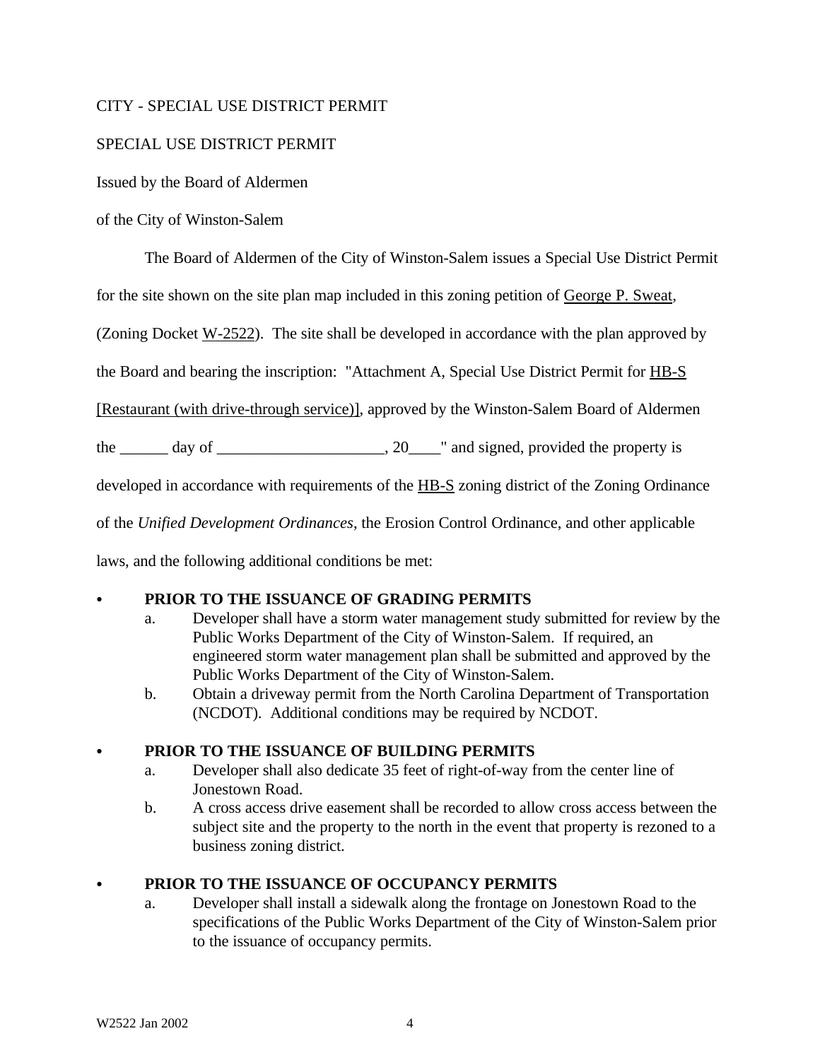CITY - SPECIAL USE DISTRICT PERMIT

SPECIAL USE DISTRICT PERMIT

Issued by the Board of Aldermen

of the City of Winston-Salem

The Board of Aldermen of the City of Winston-Salem issues a Special Use District Permit for the site shown on the site plan map included in this zoning petition of George P. Sweat, (Zoning Docket W-2522). The site shall be developed in accordance with the plan approved by the Board and bearing the inscription: "Attachment A, Special Use District Permit for HB-S [Restaurant (with drive-through service)], approved by the Winston-Salem Board of Aldermen the ______ day of _____________________, 20____" and signed, provided the property is developed in accordance with requirements of the HB-S zoning district of the Zoning Ordinance of the *Unified Development Ordinances*, the Erosion Control Ordinance, and other applicable laws, and the following additional conditions be met:

- **PRIOR TO THE ISSUANCE OF GRADING PERMITS**
  - a. Developer shall have a storm water management study submitted for review by the Public Works Department of the City of Winston-Salem. If required, an engineered storm water management plan shall be submitted and approved by the Public Works Department of the City of Winston-Salem.
  - b. Obtain a driveway permit from the North Carolina Department of Transportation (NCDOT). Additional conditions may be required by NCDOT.

- **PRIOR TO THE ISSUANCE OF BUILDING PERMITS**
  - a. Developer shall also dedicate 35 feet of right-of-way from the center line of Jonestown Road.
  - b. A cross access drive easement shall be recorded to allow cross access between the subject site and the property to the north in the event that property is rezoned to a business zoning district.

- **PRIOR TO THE ISSUANCE OF OCCUPANCY PERMITS**
  - a. Developer shall install a sidewalk along the frontage on Jonestown Road to the specifications of the Public Works Department of the City of Winston-Salem prior to the issuance of occupancy permits.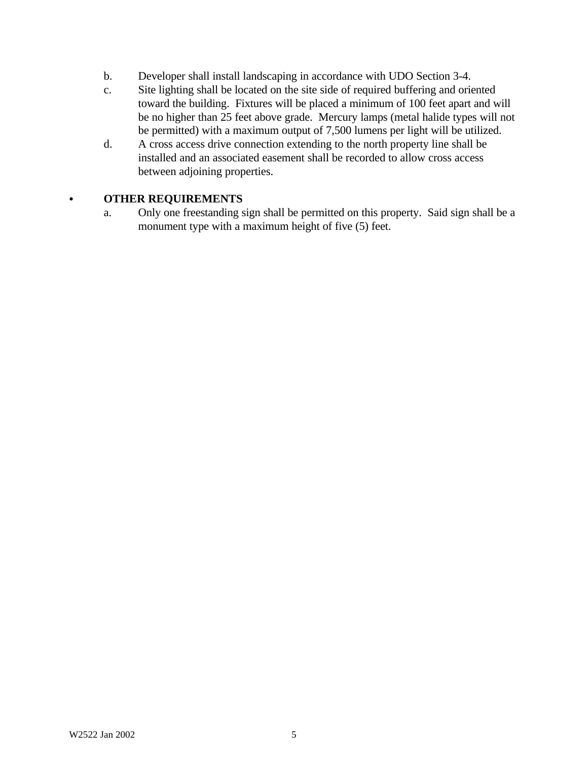b. Developer shall install landscaping in accordance with UDO Section 3-4.
c. Site lighting shall be located on the site side of required buffering and oriented toward the building. Fixtures will be placed a minimum of 100 feet apart and will be no higher than 25 feet above grade. Mercury lamps (metal halide types will not be permitted) with a maximum output of 7,500 lumens per light will be utilized.
d. A cross access drive connection extending to the north property line shall be installed and an associated easement shall be recorded to allow cross access between adjoining properties.

- **OTHER REQUIREMENTS**
  a. Only one freestanding sign shall be permitted on this property. Said sign shall be a monument type with a maximum height of five (5) feet.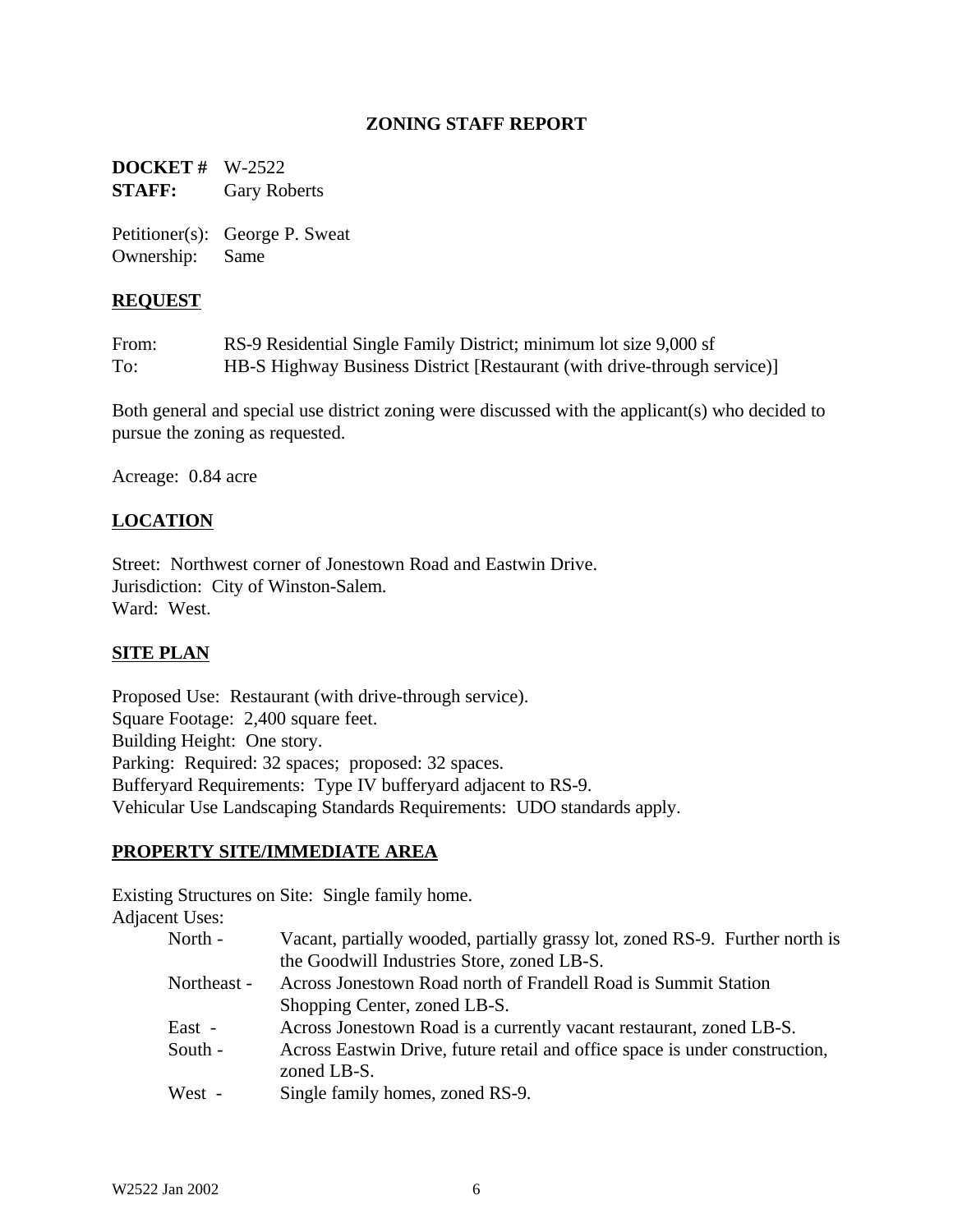## ZONING STAFF REPORT

**DOCKET #** W-2522
**STAFF:** Gary Roberts

Petitioner(s): George P. Sweat
Ownership: Same

### REQUEST

From: RS-9 Residential Single Family District; minimum lot size 9,000 sf
To: HB-S Highway Business District [Restaurant (with drive-through service)]

Both general and special use district zoning were discussed with the applicant(s) who decided to pursue the zoning as requested.

Acreage: 0.84 acre

### LOCATION

Street: Northwest corner of Jonestown Road and Eastwin Drive.
Jurisdiction: City of Winston-Salem.
Ward: West.

### SITE PLAN

Proposed Use: Restaurant (with drive-through service).
Square Footage: 2,400 square feet.
Building Height: One story.
Parking: Required: 32 spaces; proposed: 32 spaces.
Bufferyard Requirements: Type IV bufferyard adjacent to RS-9.
Vehicular Use Landscaping Standards Requirements: UDO standards apply.

### PROPERTY SITE/IMMEDIATE AREA

Existing Structures on Site: Single family home.
Adjacent Uses:

- North - Vacant, partially wooded, partially grassy lot, zoned RS-9. Further north is the Goodwill Industries Store, zoned LB-S.
- Northeast - Across Jonestown Road north of Frandell Road is Summit Station Shopping Center, zoned LB-S.
- East - Across Jonestown Road is a currently vacant restaurant, zoned LB-S.
- South - Across Eastwin Drive, future retail and office space is under construction, zoned LB-S.
- West - Single family homes, zoned RS-9.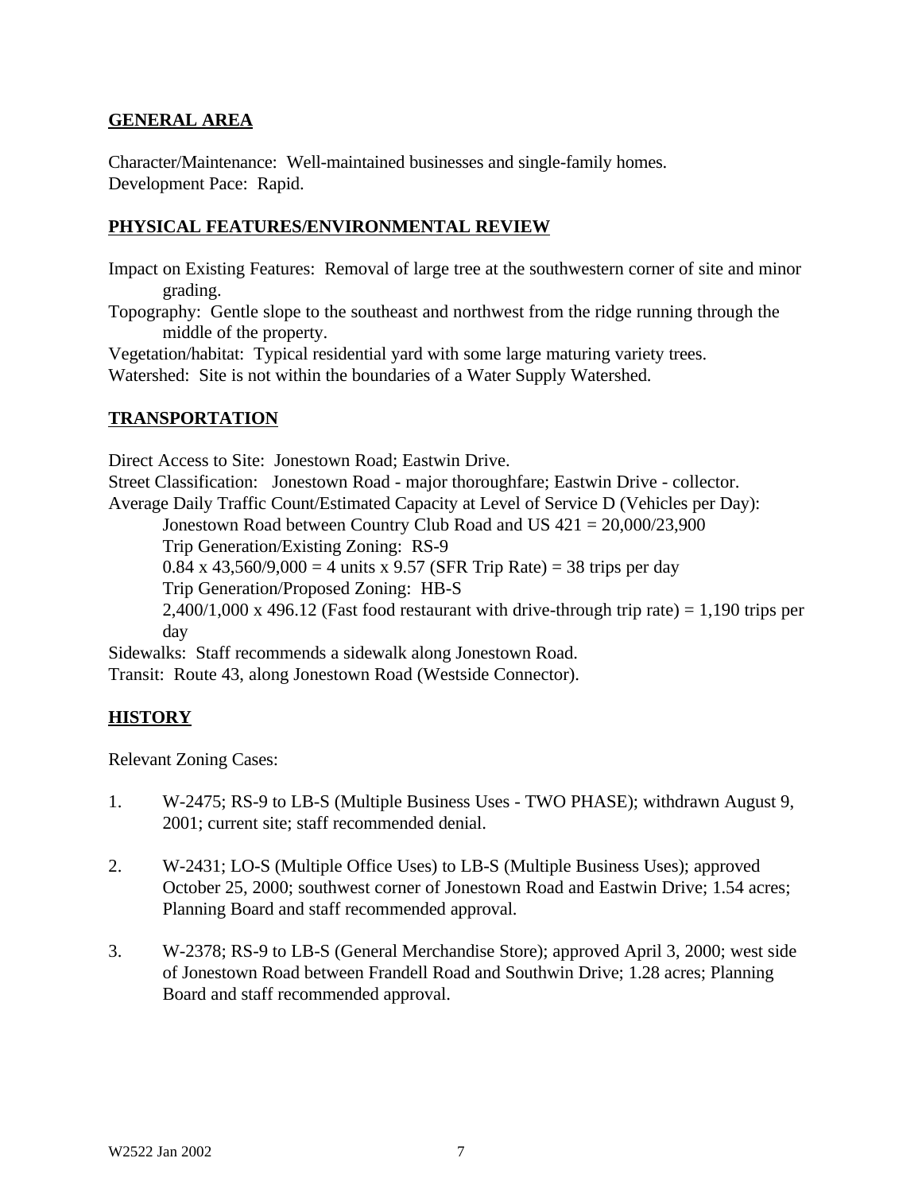**GENERAL AREA**

Character/Maintenance: Well-maintained businesses and single-family homes.
Development Pace: Rapid.

**PHYSICAL FEATURES/ENVIRONMENTAL REVIEW**

Impact on Existing Features: Removal of large tree at the southwestern corner of site and minor grading.
Topography: Gentle slope to the southeast and northwest from the ridge running through the middle of the property.
Vegetation/habitat: Typical residential yard with some large maturing variety trees.
Watershed: Site is not within the boundaries of a Water Supply Watershed.

**TRANSPORTATION**

Direct Access to Site: Jonestown Road; Eastwin Drive.
Street Classification: Jonestown Road - major thoroughfare; Eastwin Drive - collector.
Average Daily Traffic Count/Estimated Capacity at Level of Service D (Vehicles per Day):
Jonestown Road between Country Club Road and US 421 = 20,000/23,900
Trip Generation/Existing Zoning: RS-9
0.84 x 43,560/9,000 = 4 units x 9.57 (SFR Trip Rate) = 38 trips per day
Trip Generation/Proposed Zoning: HB-S
2,400/1,000 x 496.12 (Fast food restaurant with drive-through trip rate) = 1,190 trips per day
Sidewalks: Staff recommends a sidewalk along Jonestown Road.
Transit: Route 43, along Jonestown Road (Westside Connector).

**HISTORY**

Relevant Zoning Cases:

1. W-2475; RS-9 to LB-S (Multiple Business Uses - TWO PHASE); withdrawn August 9, 2001; current site; staff recommended denial.

2. W-2431; LO-S (Multiple Office Uses) to LB-S (Multiple Business Uses); approved October 25, 2000; southwest corner of Jonestown Road and Eastwin Drive; 1.54 acres; Planning Board and staff recommended approval.

3. W-2378; RS-9 to LB-S (General Merchandise Store); approved April 3, 2000; west side of Jonestown Road between Frandell Road and Southwin Drive; 1.28 acres; Planning Board and staff recommended approval.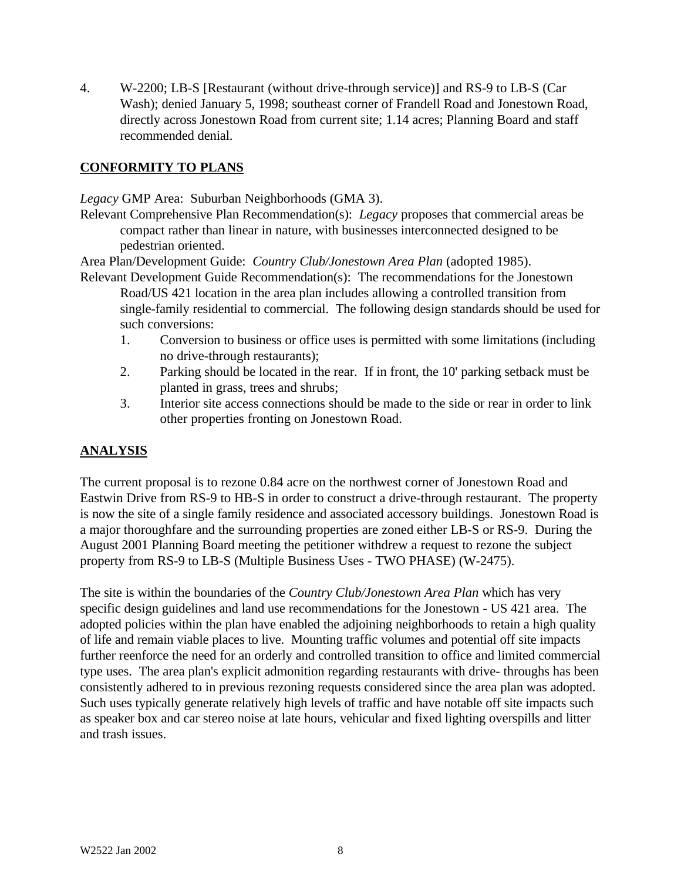4. W-2200; LB-S [Restaurant (without drive-through service)] and RS-9 to LB-S (Car Wash); denied January 5, 1998; southeast corner of Frandell Road and Jonestown Road, directly across Jonestown Road from current site; 1.14 acres; Planning Board and staff recommended denial.

## CONFORMITY TO PLANS

*Legacy* GMP Area: Suburban Neighborhoods (GMA 3).

Relevant Comprehensive Plan Recommendation(s): *Legacy* proposes that commercial areas be compact rather than linear in nature, with businesses interconnected designed to be pedestrian oriented.

Area Plan/Development Guide: *Country Club/Jonestown Area Plan* (adopted 1985).

Relevant Development Guide Recommendation(s): The recommendations for the Jonestown Road/US 421 location in the area plan includes allowing a controlled transition from single-family residential to commercial. The following design standards should be used for such conversions:

1. Conversion to business or office uses is permitted with some limitations (including no drive-through restaurants);
2. Parking should be located in the rear. If in front, the 10' parking setback must be planted in grass, trees and shrubs;
3. Interior site access connections should be made to the side or rear in order to link other properties fronting on Jonestown Road.

## ANALYSIS

The current proposal is to rezone 0.84 acre on the northwest corner of Jonestown Road and Eastwin Drive from RS-9 to HB-S in order to construct a drive-through restaurant. The property is now the site of a single family residence and associated accessory buildings. Jonestown Road is a major thoroughfare and the surrounding properties are zoned either LB-S or RS-9. During the August 2001 Planning Board meeting the petitioner withdrew a request to rezone the subject property from RS-9 to LB-S (Multiple Business Uses - TWO PHASE) (W-2475).

The site is within the boundaries of the *Country Club/Jonestown Area Plan* which has very specific design guidelines and land use recommendations for the Jonestown - US 421 area. The adopted policies within the plan have enabled the adjoining neighborhoods to retain a high quality of life and remain viable places to live. Mounting traffic volumes and potential off site impacts further reenforce the need for an orderly and controlled transition to office and limited commercial type uses. The area plan's explicit admonition regarding restaurants with drive- throughs has been consistently adhered to in previous rezoning requests considered since the area plan was adopted. Such uses typically generate relatively high levels of traffic and have notable off site impacts such as speaker box and car stereo noise at late hours, vehicular and fixed lighting overspills and litter and trash issues.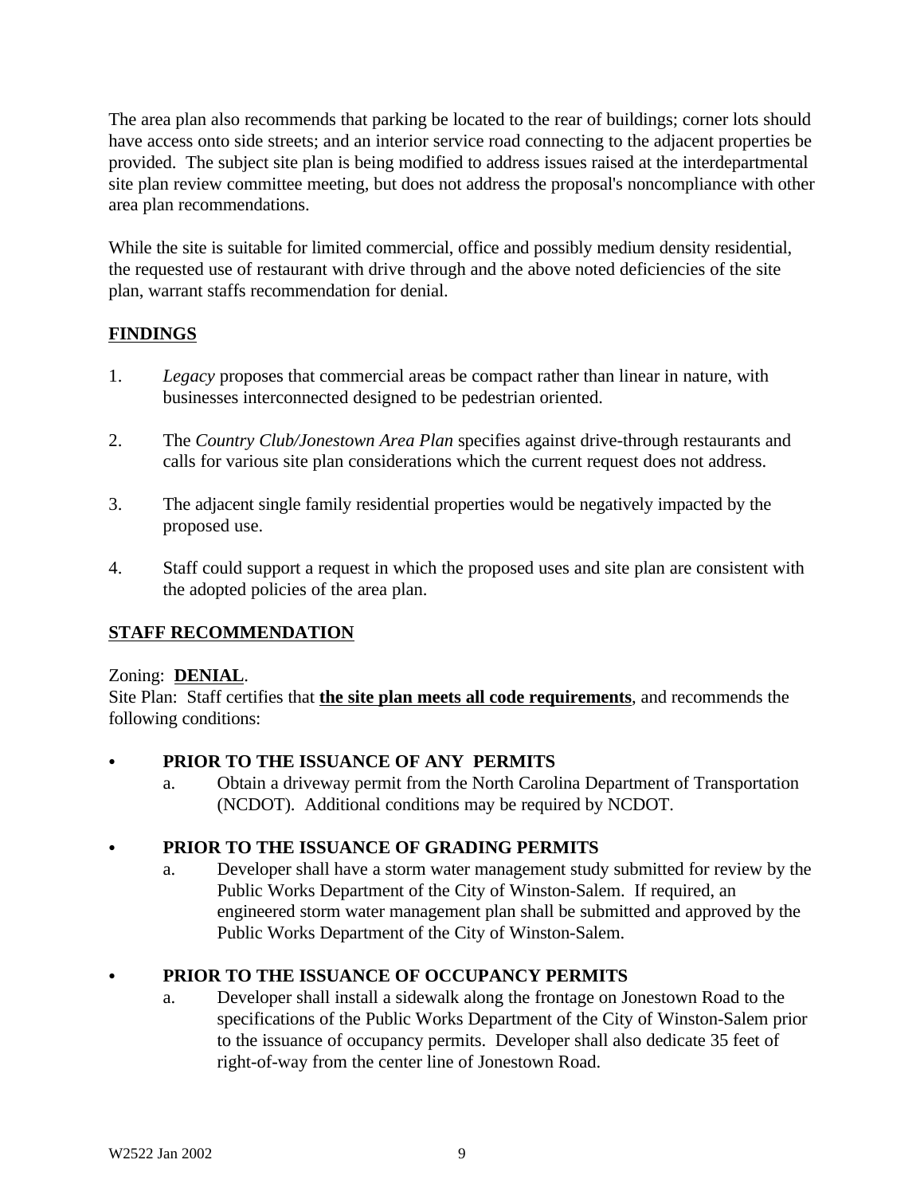The area plan also recommends that parking be located to the rear of buildings; corner lots should have access onto side streets; and an interior service road connecting to the adjacent properties be provided. The subject site plan is being modified to address issues raised at the interdepartmental site plan review committee meeting, but does not address the proposal's noncompliance with other area plan recommendations.

While the site is suitable for limited commercial, office and possibly medium density residential, the requested use of restaurant with drive through and the above noted deficiencies of the site plan, warrant staffs recommendation for denial.

## FINDINGS

1. *Legacy* proposes that commercial areas be compact rather than linear in nature, with businesses interconnected designed to be pedestrian oriented.

2. The *Country Club/Jonestown Area Plan* specifies against drive-through restaurants and calls for various site plan considerations which the current request does not address.

3. The adjacent single family residential properties would be negatively impacted by the proposed use.

4. Staff could support a request in which the proposed uses and site plan are consistent with the adopted policies of the area plan.

## STAFF RECOMMENDATION

Zoning: **DENIAL**.
Site Plan: Staff certifies that **the site plan meets all code requirements**, and recommends the following conditions:

- **PRIOR TO THE ISSUANCE OF ANY PERMITS**
  a. Obtain a driveway permit from the North Carolina Department of Transportation (NCDOT). Additional conditions may be required by NCDOT.

- **PRIOR TO THE ISSUANCE OF GRADING PERMITS**
  a. Developer shall have a storm water management study submitted for review by the Public Works Department of the City of Winston-Salem. If required, an engineered storm water management plan shall be submitted and approved by the Public Works Department of the City of Winston-Salem.

- **PRIOR TO THE ISSUANCE OF OCCUPANCY PERMITS**
  a. Developer shall install a sidewalk along the frontage on Jonestown Road to the specifications of the Public Works Department of the City of Winston-Salem prior to the issuance of occupancy permits. Developer shall also dedicate 35 feet of right-of-way from the center line of Jonestown Road.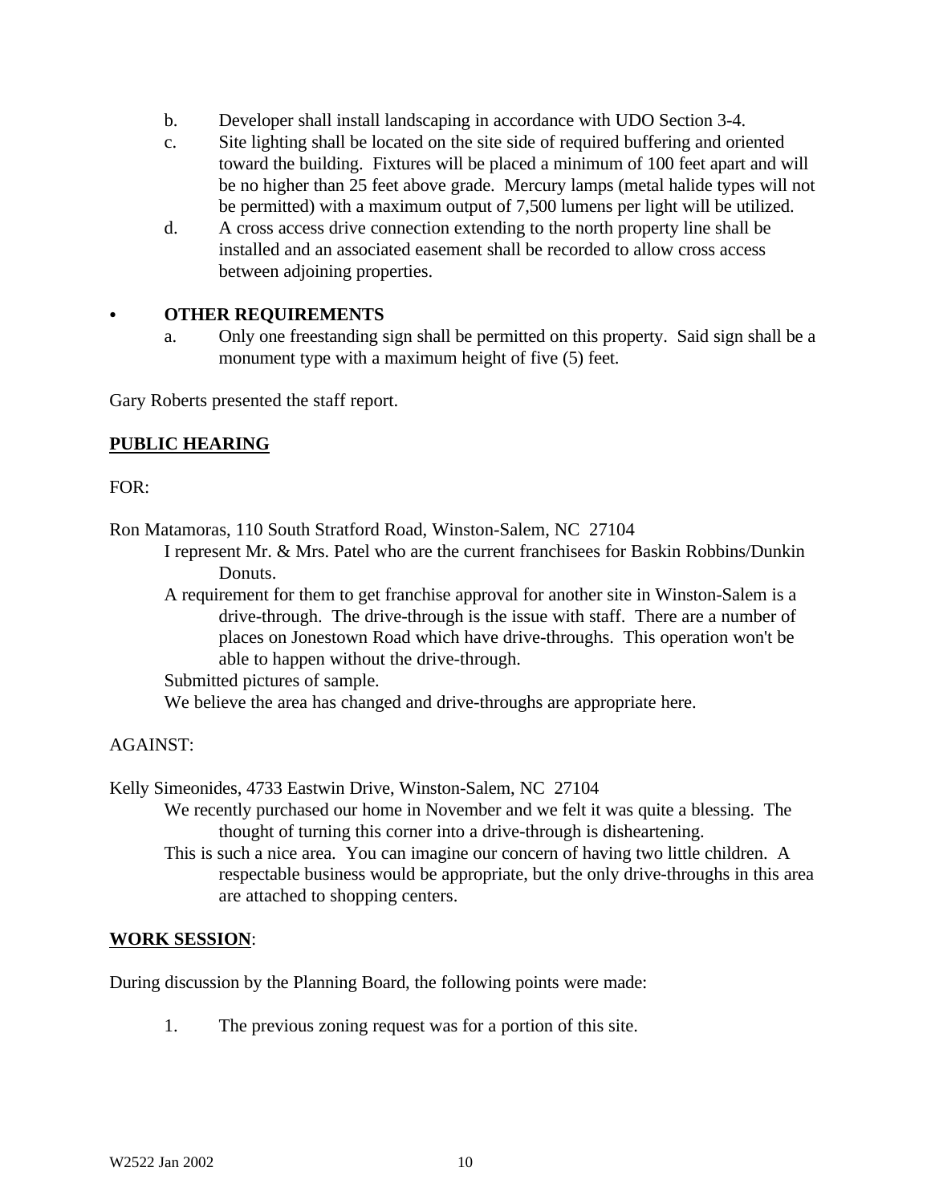b. Developer shall install landscaping in accordance with UDO Section 3-4.

c. Site lighting shall be located on the site side of required buffering and oriented toward the building. Fixtures will be placed a minimum of 100 feet apart and will be no higher than 25 feet above grade. Mercury lamps (metal halide types will not be permitted) with a maximum output of 7,500 lumens per light will be utilized.

d. A cross access drive connection extending to the north property line shall be installed and an associated easement shall be recorded to allow cross access between adjoining properties.

- **OTHER REQUIREMENTS**

  a. Only one freestanding sign shall be permitted on this property. Said sign shall be a monument type with a maximum height of five (5) feet.

Gary Roberts presented the staff report.

**PUBLIC HEARING**

FOR:

Ron Matamoras, 110 South Stratford Road, Winston-Salem, NC 27104

> I represent Mr. & Mrs. Patel who are the current franchisees for Baskin Robbins/Dunkin Donuts.
>
> A requirement for them to get franchise approval for another site in Winston-Salem is a drive-through. The drive-through is the issue with staff. There are a number of places on Jonestown Road which have drive-throughs. This operation won't be able to happen without the drive-through.
>
> Submitted pictures of sample.
>
> We believe the area has changed and drive-throughs are appropriate here.

AGAINST:

Kelly Simeonides, 4733 Eastwin Drive, Winston-Salem, NC 27104

> We recently purchased our home in November and we felt it was quite a blessing. The thought of turning this corner into a drive-through is disheartening.
>
> This is such a nice area. You can imagine our concern of having two little children. A respectable business would be appropriate, but the only drive-throughs in this area are attached to shopping centers.

**WORK SESSION**:

During discussion by the Planning Board, the following points were made:

1. The previous zoning request was for a portion of this site.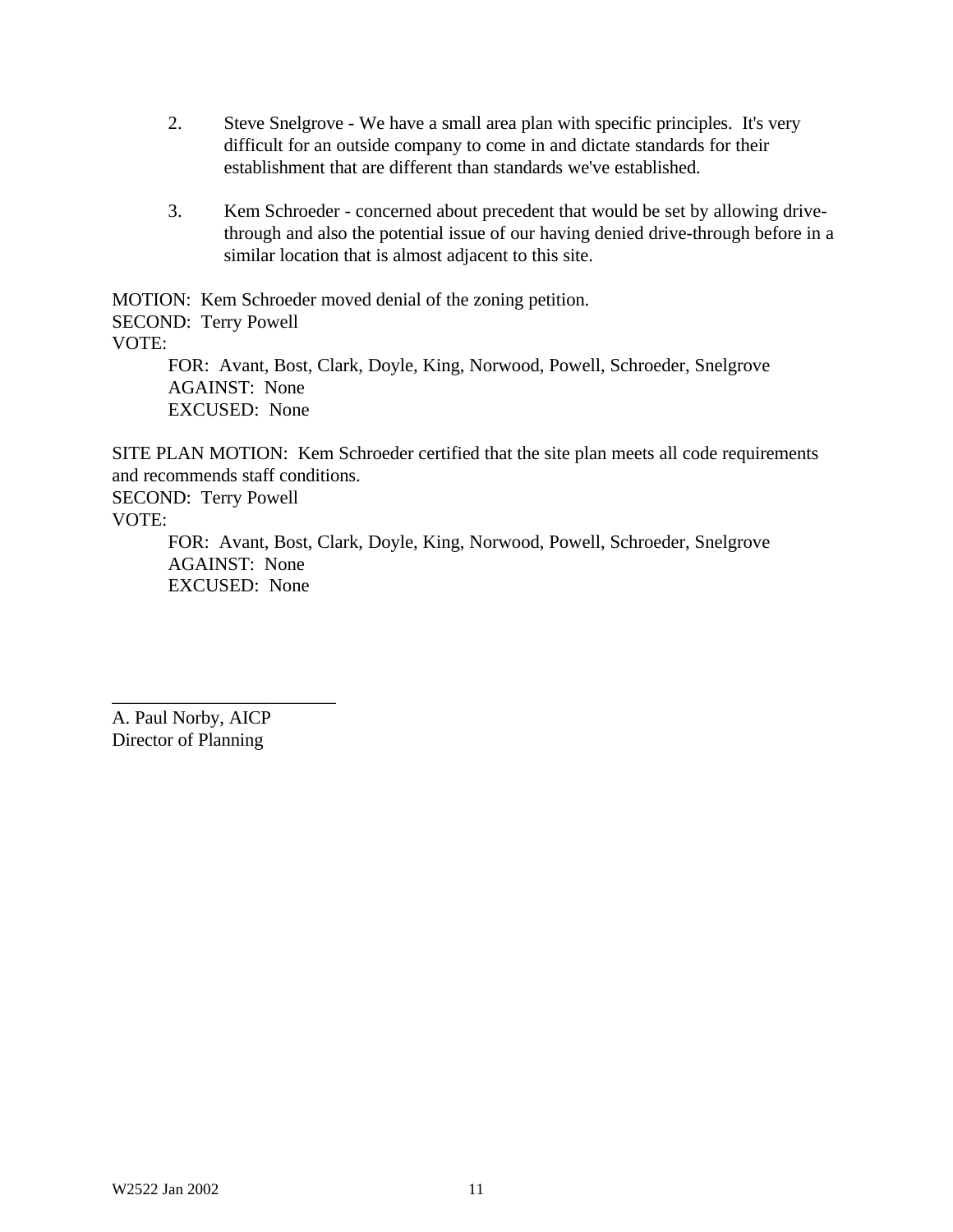2. Steve Snelgrove - We have a small area plan with specific principles. It's very difficult for an outside company to come in and dictate standards for their establishment that are different than standards we've established.

3. Kem Schroeder - concerned about precedent that would be set by allowing drive-through and also the potential issue of our having denied drive-through before in a similar location that is almost adjacent to this site.

MOTION: Kem Schroeder moved denial of the zoning petition.
SECOND: Terry Powell
VOTE:
FOR: Avant, Bost, Clark, Doyle, King, Norwood, Powell, Schroeder, Snelgrove
AGAINST: None
EXCUSED: None

SITE PLAN MOTION: Kem Schroeder certified that the site plan meets all code requirements and recommends staff conditions.
SECOND: Terry Powell
VOTE:
FOR: Avant, Bost, Clark, Doyle, King, Norwood, Powell, Schroeder, Snelgrove
AGAINST: None
EXCUSED: None

\_\_\_\_\_\_\_\_\_\_\_\_\_\_\_\_\_\_\_\_\_\_\_\_\_

A. Paul Norby, AICP
Director of Planning